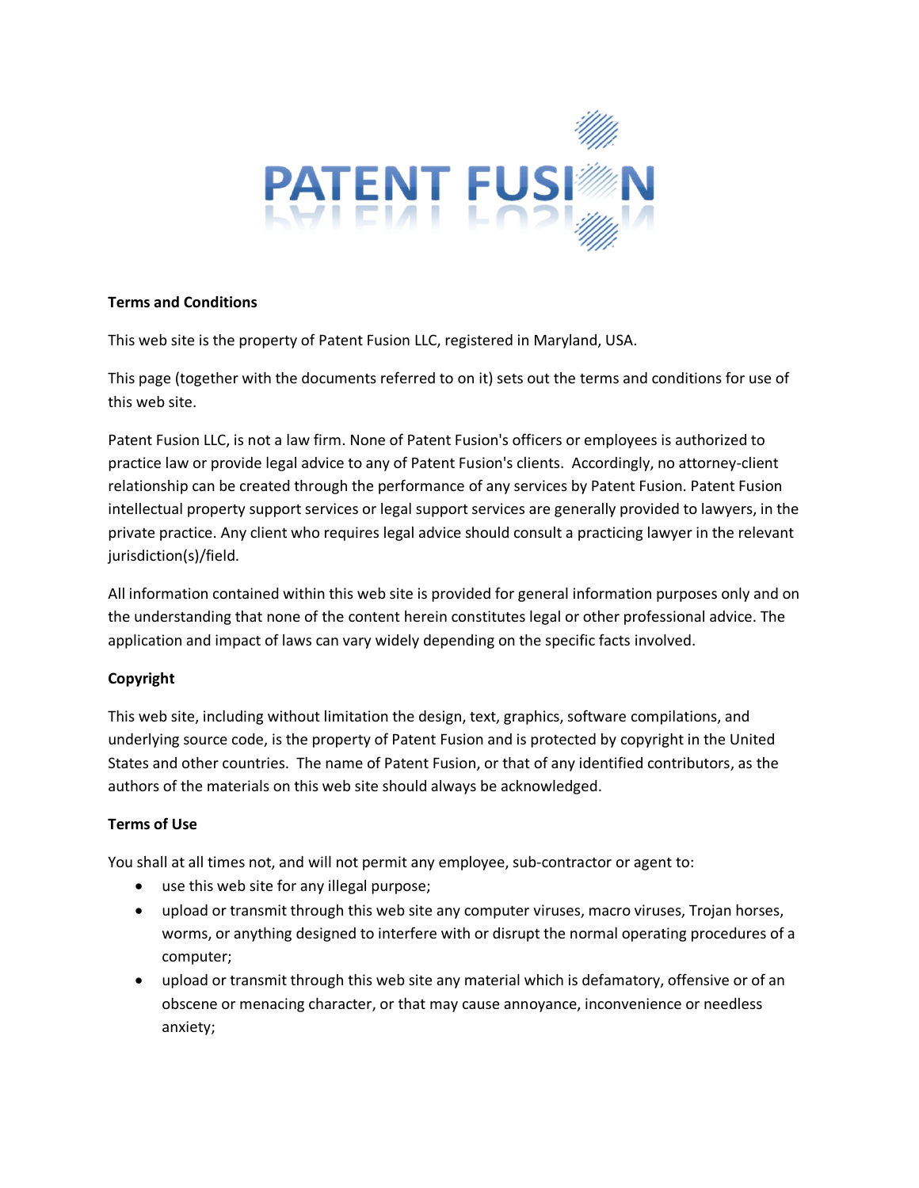PATENT FUSION

**Terms and Conditions**

This web site is the property of Patent Fusion LLC, registered in Maryland, USA.

This page (together with the documents referred to on it) sets out the terms and conditions for use of this web site.

Patent Fusion LLC, is not a law firm. None of Patent Fusion's officers or employees is authorized to practice law or provide legal advice to any of Patent Fusion's clients. Accordingly, no attorney-client relationship can be created through the performance of any services by Patent Fusion. Patent Fusion intellectual property support services or legal support services are generally provided to lawyers, in the private practice. Any client who requires legal advice should consult a practicing lawyer in the relevant jurisdiction(s)/field.

All information contained within this web site is provided for general information purposes only and on the understanding that none of the content herein constitutes legal or other professional advice. The application and impact of laws can vary widely depending on the specific facts involved.

**Copyright**

This web site, including without limitation the design, text, graphics, software compilations, and underlying source code, is the property of Patent Fusion and is protected by copyright in the United States and other countries. The name of Patent Fusion, or that of any identified contributors, as the authors of the materials on this web site should always be acknowledged.

**Terms of Use**

You shall at all times not, and will not permit any employee, sub-contractor or agent to:

- use this web site for any illegal purpose;
- upload or transmit through this web site any computer viruses, macro viruses, Trojan horses, worms, or anything designed to interfere with or disrupt the normal operating procedures of a computer;
- upload or transmit through this web site any material which is defamatory, offensive or of an obscene or menacing character, or that may cause annoyance, inconvenience or needless anxiety;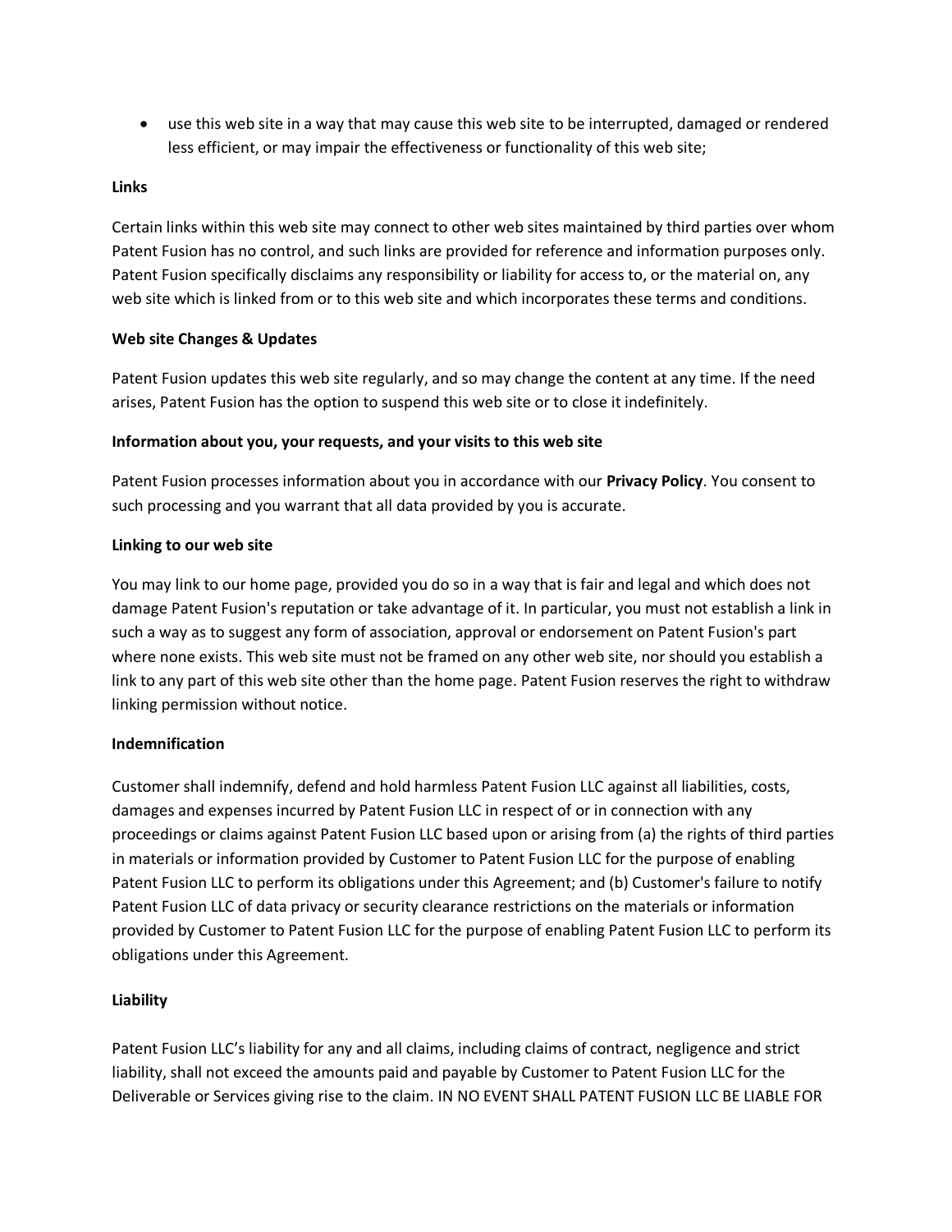- use this web site in a way that may cause this web site to be interrupted, damaged or rendered less efficient, or may impair the effectiveness or functionality of this web site;

**Links**

Certain links within this web site may connect to other web sites maintained by third parties over whom Patent Fusion has no control, and such links are provided for reference and information purposes only. Patent Fusion specifically disclaims any responsibility or liability for access to, or the material on, any web site which is linked from or to this web site and which incorporates these terms and conditions.

**Web site Changes & Updates**

Patent Fusion updates this web site regularly, and so may change the content at any time. If the need arises, Patent Fusion has the option to suspend this web site or to close it indefinitely.

**Information about you, your requests, and your visits to this web site**

Patent Fusion processes information about you in accordance with our **Privacy Policy**. You consent to such processing and you warrant that all data provided by you is accurate.

**Linking to our web site**

You may link to our home page, provided you do so in a way that is fair and legal and which does not damage Patent Fusion's reputation or take advantage of it. In particular, you must not establish a link in such a way as to suggest any form of association, approval or endorsement on Patent Fusion's part where none exists. This web site must not be framed on any other web site, nor should you establish a link to any part of this web site other than the home page. Patent Fusion reserves the right to withdraw linking permission without notice.

**Indemnification**

Customer shall indemnify, defend and hold harmless Patent Fusion LLC against all liabilities, costs, damages and expenses incurred by Patent Fusion LLC in respect of or in connection with any proceedings or claims against Patent Fusion LLC based upon or arising from (a) the rights of third parties in materials or information provided by Customer to Patent Fusion LLC for the purpose of enabling Patent Fusion LLC to perform its obligations under this Agreement; and (b) Customer's failure to notify Patent Fusion LLC of data privacy or security clearance restrictions on the materials or information provided by Customer to Patent Fusion LLC for the purpose of enabling Patent Fusion LLC to perform its obligations under this Agreement.

**Liability**

Patent Fusion LLC's liability for any and all claims, including claims of contract, negligence and strict liability, shall not exceed the amounts paid and payable by Customer to Patent Fusion LLC for the Deliverable or Services giving rise to the claim. IN NO EVENT SHALL PATENT FUSION LLC BE LIABLE FOR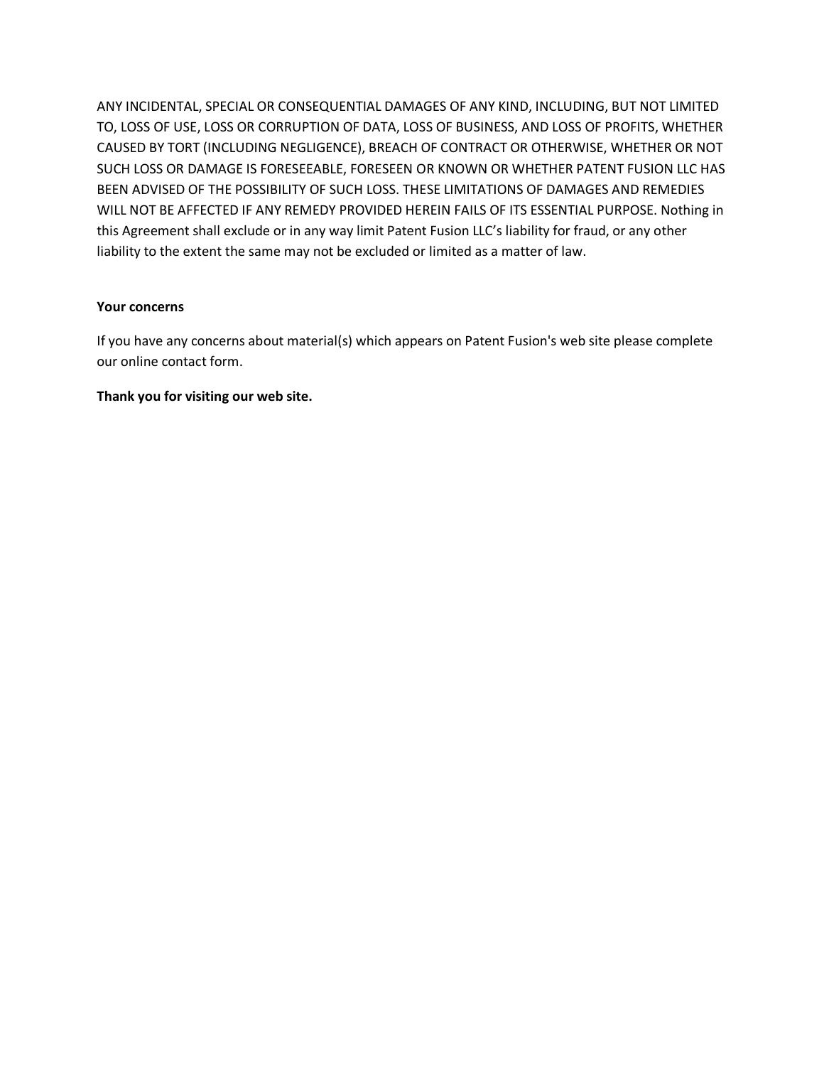ANY INCIDENTAL, SPECIAL OR CONSEQUENTIAL DAMAGES OF ANY KIND, INCLUDING, BUT NOT LIMITED TO, LOSS OF USE, LOSS OR CORRUPTION OF DATA, LOSS OF BUSINESS, AND LOSS OF PROFITS, WHETHER CAUSED BY TORT (INCLUDING NEGLIGENCE), BREACH OF CONTRACT OR OTHERWISE, WHETHER OR NOT SUCH LOSS OR DAMAGE IS FORESEEABLE, FORESEEN OR KNOWN OR WHETHER PATENT FUSION LLC HAS BEEN ADVISED OF THE POSSIBILITY OF SUCH LOSS. THESE LIMITATIONS OF DAMAGES AND REMEDIES WILL NOT BE AFFECTED IF ANY REMEDY PROVIDED HEREIN FAILS OF ITS ESSENTIAL PURPOSE. Nothing in this Agreement shall exclude or in any way limit Patent Fusion LLC's liability for fraud, or any other liability to the extent the same may not be excluded or limited as a matter of law.

**Your concerns**

If you have any concerns about material(s) which appears on Patent Fusion's web site please complete our online contact form.

**Thank you for visiting our web site.**